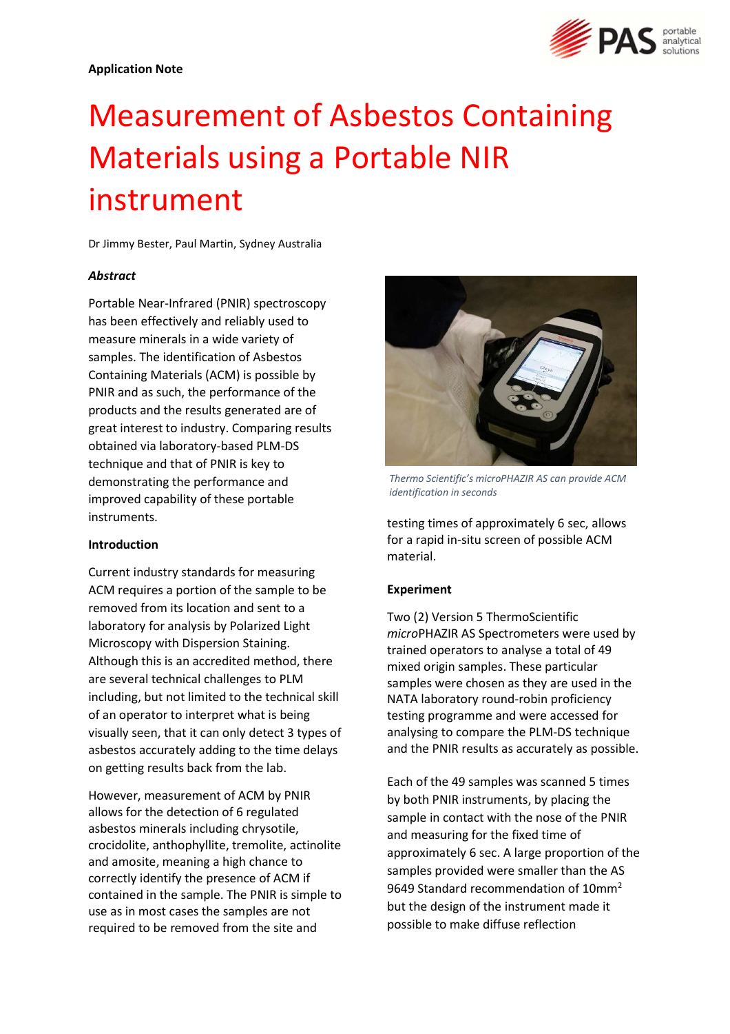**Application Note**

# Measurement of Asbestos Containing Materials using a Portable NIR instrument

Dr Jimmy Bester, Paul Martin, Sydney Australia

### *Abstract*

Portable Near-Infrared (PNIR) spectroscopy has been effectively and reliably used to measure minerals in a wide variety of samples. The identification of Asbestos Containing Materials (ACM) is possible by PNIR and as such, the performance of the products and the results generated are of great interest to industry. Comparing results obtained via laboratory-based PLM-DS technique and that of PNIR is key to demonstrating the performance and improved capability of these portable instruments.

### Introduction

Current industry standards for measuring ACM requires a portion of the sample to be removed from its location and sent to a laboratory for analysis by Polarized Light Microscopy with Dispersion Staining. Although this is an accredited method, there are several technical challenges to PLM including, but not limited to the technical skill of an operator to interpret what is being visually seen, that it can only detect 3 types of asbestos accurately adding to the time delays on getting results back from the lab.

However, measurement of ACM by PNIR allows for the detection of 6 regulated asbestos minerals including chrysotile, crocidolite, anthophyllite, tremolite, actinolite and amosite, meaning a high chance to correctly identify the presence of ACM if contained in the sample. The PNIR is simple to use as in most cases the samples are not required to be removed from the site and testing times of approximately 6 sec, allows for a rapid in-situ screen of possible ACM material.

*Thermo Scientific's microPHAZIR AS can provide ACM identification in seconds*

### Experiment

Two (2) Version 5 ThermoScientific *micro*PHAZIR AS Spectrometers were used by trained operators to analyse a total of 49 mixed origin samples. These particular samples were chosen as they are used in the NATA laboratory round-robin proficiency testing programme and were accessed for analysing to compare the PLM-DS technique and the PNIR results as accurately as possible.

Each of the 49 samples was scanned 5 times by both PNIR instruments, by placing the sample in contact with the nose of the PNIR and measuring for the fixed time of approximately 6 sec. A large proportion of the samples provided were smaller than the AS 9649 Standard recommendation of $10mm^2$ but the design of the instrument made it possible to make diffuse reflection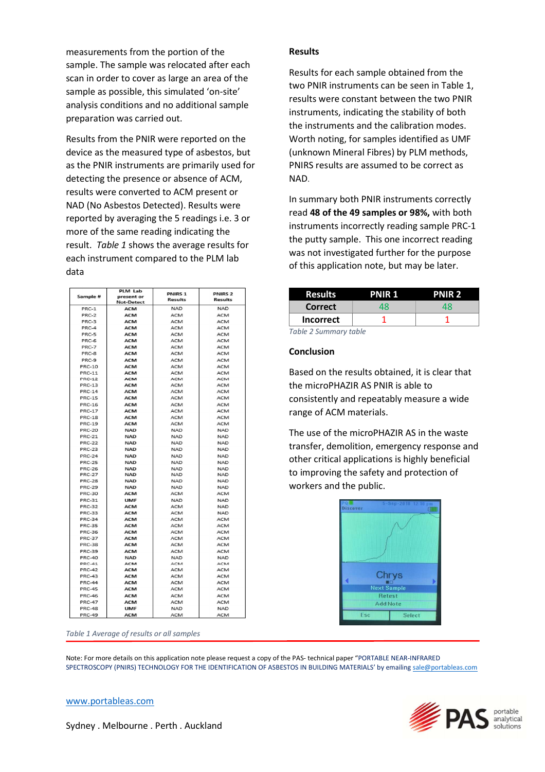measurements from the portion of the sample. The sample was relocated after each scan in order to cover as large an area of the sample as possible, this simulated 'on-site' analysis conditions and no additional sample preparation was carried out.

Results from the PNIR were reported on the device as the measured type of asbestos, but as the PNIR instruments are primarily used for detecting the presence or absence of ACM, results were converted to ACM present or NAD (No Asbestos Detected). Results were reported by averaging the 5 readings i.e. 3 or more of the same reading indicating the result. *Table 1* shows the average results for each instrument compared to the PLM lab data

| Sample # | PLM Lab present or Not-Detect | PNIRS 1 Results | PNIRS 2 Results |
|---|---|---|---|
| PRC-1 | ACM | NAD | NAD |
| PRC-2 | ACM | ACM | ACM |
| PRC-3 | ACM | ACM | ACM |
| PRC-4 | ACM | ACM | ACM |
| PRC-5 | ACM | ACM | ACM |
| PRC-6 | ACM | ACM | ACM |
| PRC-7 | ACM | ACM | ACM |
| PRC-8 | ACM | ACM | ACM |
| PRC-9 | ACM | ACM | ACM |
| PRC-10 | ACM | ACM | ACM |
| PRC-11 | ACM | ACM | ACM |
| PRC-12 | ACM | ACM | ACM |
| PRC-13 | ACM | ACM | ACM |
| PRC-14 | ACM | ACM | ACM |
| PRC-15 | ACM | ACM | ACM |
| PRC-16 | ACM | ACM | ACM |
| PRC-17 | ACM | ACM | ACM |
| PRC-18 | ACM | ACM | ACM |
| PRC-19 | ACM | ACM | ACM |
| PRC-20 | NAD | NAD | NAD |
| PRC-21 | NAD | NAD | NAD |
| PRC-22 | NAD | NAD | NAD |
| PRC-23 | NAD | NAD | NAD |
| PRC-24 | NAD | NAD | NAD |
| PRC-25 | NAD | NAD | NAD |
| PRC-26 | NAD | NAD | NAD |
| PRC-27 | NAD | NAD | NAD |
| PRC-28 | NAD | NAD | NAD |
| PRC-29 | NAD | NAD | NAD |
| PRC-30 | ACM | ACM | ACM |
| PRC-31 | UMF | NAD | NAD |
| PRC-32 | ACM | ACM | NAD |
| PRC-33 | ACM | ACM | NAD |
| PRC-34 | ACM | ACM | ACM |
| PRC-35 | ACM | ACM | ACM |
| PRC-36 | ACM | ACM | ACM |
| PRC-37 | ACM | ACM | ACM |
| PRC-38 | ACM | ACM | ACM |
| PRC-39 | ACM | ACM | ACM |
| PRC-40 | NAD | NAD | NAD |
| PRC-41 | ACM | ACM | ACM |
| PRC-42 | ACM | ACM | ACM |
| PRC-43 | ACM | ACM | ACM |
| PRC-44 | ACM | ACM | ACM |
| PRC-45 | ACM | ACM | ACM |
| PRC-46 | ACM | ACM | ACM |
| PRC-47 | ACM | ACM | ACM |
| PRC-48 | UMF | NAD | NAD |
| PRC-49 | ACM | ACM | ACM |

*Table 1 Average of results or all samples*

## Results

Results for each sample obtained from the two PNIR instruments can be seen in Table 1, results were constant between the two PNIR instruments, indicating the stability of both the instruments and the calibration modes. Worth noting, for samples identified as UMF (unknown Mineral Fibres) by PLM methods, PNIRS results are assumed to be correct as NAD.

In summary both PNIR instruments correctly read **48 of the 49 samples or 98%,** with both instruments incorrectly reading sample PRC-1 the putty sample. This one incorrect reading was not investigated further for the purpose of this application note, but may be later.

| Results | PNIR 1 | PNIR 2 |
|---|---|---|
| Correct | 48 | 48 |
| Incorrect | 1 | 1 |

*Table 2 Summary table*

## Conclusion

Based on the results obtained, it is clear that the microPHAZIR AS PNIR is able to consistently and repeatably measure a wide range of ACM materials.

The use of the microPHAZIR AS in the waste transfer, demolition, emergency response and other critical applications is highly beneficial to improving the safety and protection of workers and the public.

Discover
5-Sep-2018 12:30 pm
Chrys
Next Sample
Retest
Add Note
Esc
Select

Note: For more details on this application note please request a copy of the PAS- technical paper "PORTABLE NEAR-INFRARED SPECTROSCOPY (PNIRS) TECHNOLOGY FOR THE IDENTIFICATION OF ASBESTOS IN BUILDING MATERIALS' by emailing sale@portableas.com

www.portableas.com

Sydney . Melbourne . Perth . Auckland

PAS portable analytical solutions